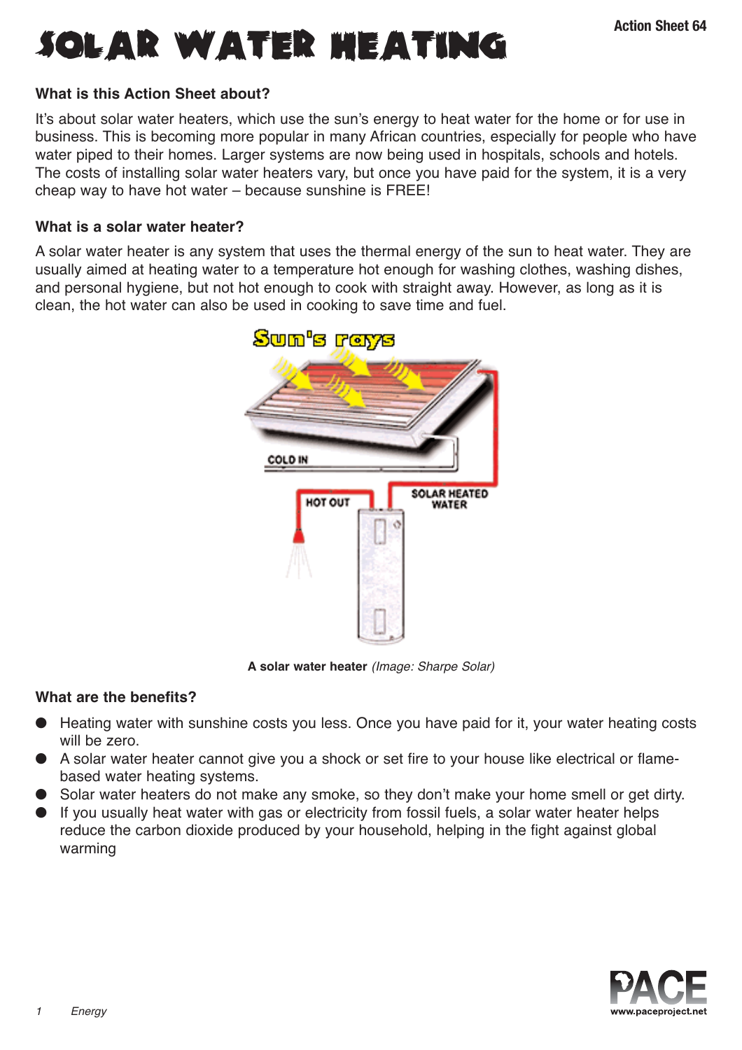# SOLAR WATER HEATING

Action Sheet 64

### What is this Action Sheet about?

It's about solar water heaters, which use the sun's energy to heat water for the home or for use in business. This is becoming more popular in many African countries, especially for people who have water piped to their homes. Larger systems are now being used in hospitals, schools and hotels. The costs of installing solar water heaters vary, but once you have paid for the system, it is a very cheap way to have hot water – because sunshine is FREE!

### What is a solar water heater?

A solar water heater is any system that uses the thermal energy of the sun to heat water. They are usually aimed at heating water to a temperature hot enough for washing clothes, washing dishes, and personal hygiene, but not hot enough to cook with straight away. However, as long as it is clean, the hot water can also be used in cooking to save time and fuel.

**A solar water heater** *(Image: Sharpe Solar)*

### What are the benefits?

- Heating water with sunshine costs you less. Once you have paid for it, your water heating costs will be zero.
- A solar water heater cannot give you a shock or set fire to your house like electrical or flame-based water heating systems.
- Solar water heaters do not make any smoke, so they don't make your home smell or get dirty.
- If you usually heat water with gas or electricity from fossil fuels, a solar water heater helps reduce the carbon dioxide produced by your household, helping in the fight against global warming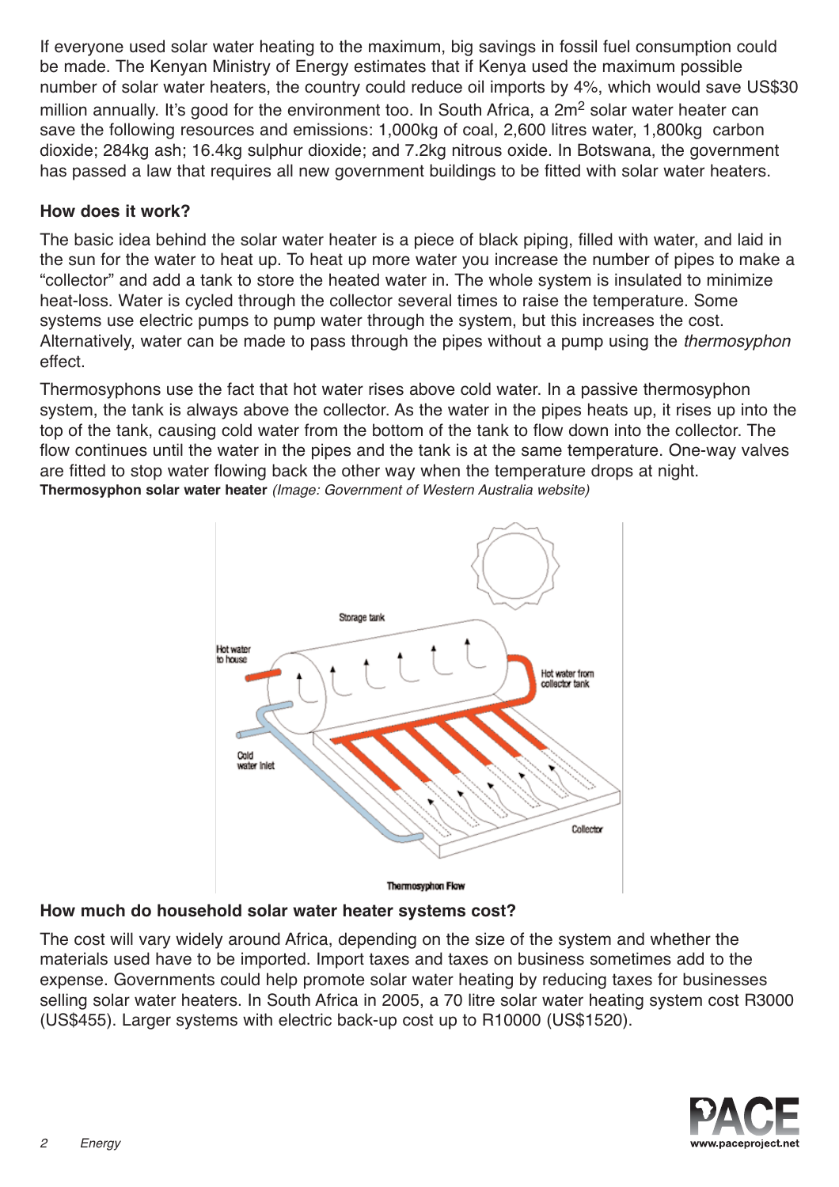If everyone used solar water heating to the maximum, big savings in fossil fuel consumption could be made. The Kenyan Ministry of Energy estimates that if Kenya used the maximum possible number of solar water heaters, the country could reduce oil imports by 4%, which would save US$30 million annually. It's good for the environment too. In South Africa, a $2m^2$ solar water heater can save the following resources and emissions: 1,000kg of coal, 2,600 litres water, 1,800kg carbon dioxide; 284kg ash; 16.4kg sulphur dioxide; and 7.2kg nitrous oxide. In Botswana, the government has passed a law that requires all new government buildings to be fitted with solar water heaters.

### How does it work?

The basic idea behind the solar water heater is a piece of black piping, filled with water, and laid in the sun for the water to heat up. To heat up more water you increase the number of pipes to make a "collector" and add a tank to store the heated water in. The whole system is insulated to minimize heat-loss. Water is cycled through the collector several times to raise the temperature. Some systems use electric pumps to pump water through the system, but this increases the cost. Alternatively, water can be made to pass through the pipes without a pump using the *thermosyphon* effect.

Thermosyphons use the fact that hot water rises above cold water. In a passive thermosyphon system, the tank is always above the collector. As the water in the pipes heats up, it rises up into the top of the tank, causing cold water from the bottom of the tank to flow down into the collector. The flow continues until the water in the pipes and the tank is at the same temperature. One-way valves are fitted to stop water flowing back the other way when the temperature drops at night.

**Thermosyphon solar water heater** *(Image: Government of Western Australia website)*

### How much do household solar water heater systems cost?

The cost will vary widely around Africa, depending on the size of the system and whether the materials used have to be imported. Import taxes and taxes on business sometimes add to the expense. Governments could help promote solar water heating by reducing taxes for businesses selling solar water heaters. In South Africa in 2005, a 70 litre solar water heating system cost R3000 (US$455). Larger systems with electric back-up cost up to R10000 (US$1520).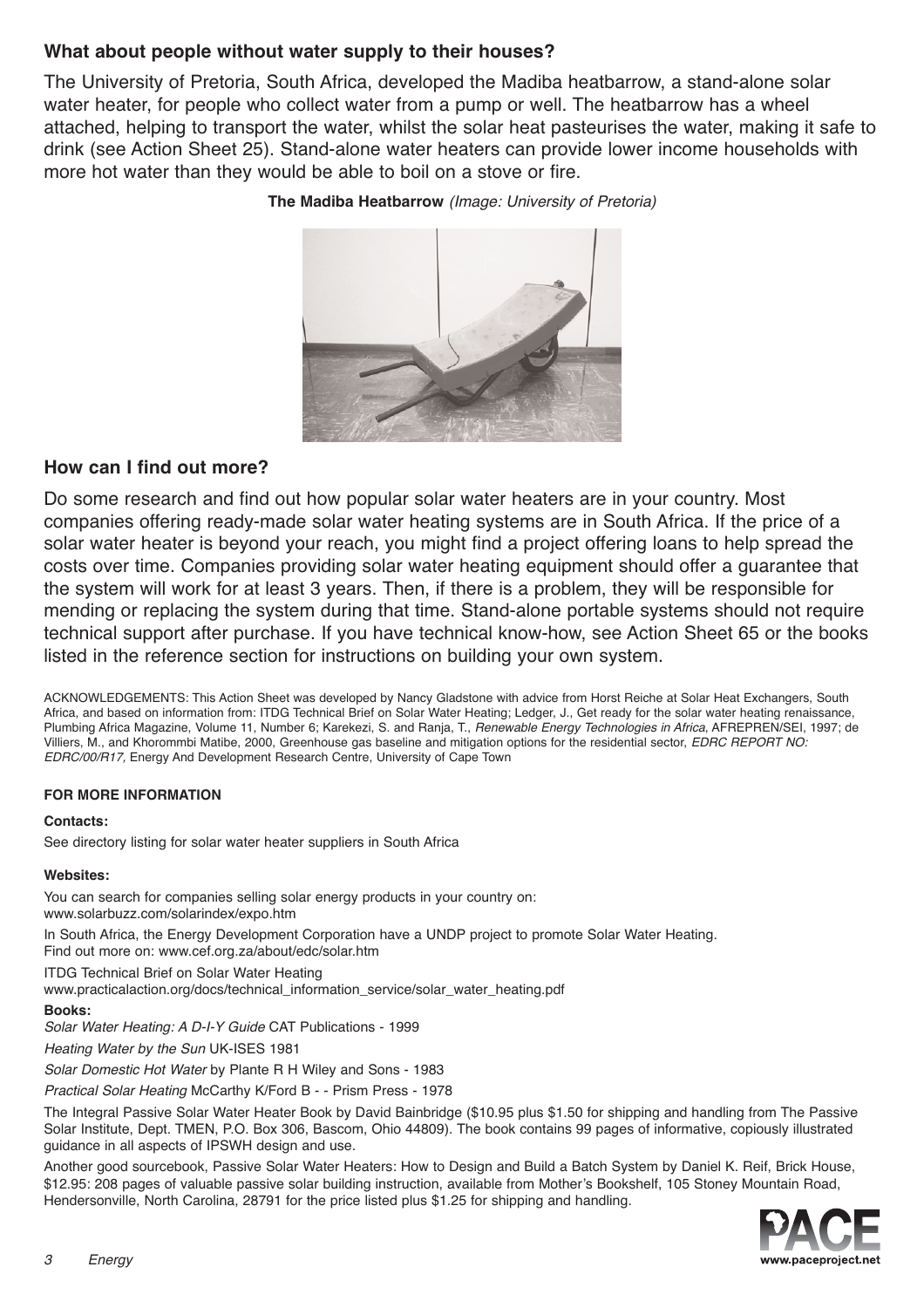## What about people without water supply to their houses?

The University of Pretoria, South Africa, developed the Madiba heatbarrow, a stand-alone solar water heater, for people who collect water from a pump or well. The heatbarrow has a wheel attached, helping to transport the water, whilst the solar heat pasteurises the water, making it safe to drink (see Action Sheet 25). Stand-alone water heaters can provide lower income households with more hot water than they would be able to boil on a stove or fire.

**The Madiba Heatbarrow** *(Image: University of Pretoria)*

## How can I find out more?

Do some research and find out how popular solar water heaters are in your country. Most companies offering ready-made solar water heating systems are in South Africa. If the price of a solar water heater is beyond your reach, you might find a project offering loans to help spread the costs over time. Companies providing solar water heating equipment should offer a guarantee that the system will work for at least 3 years. Then, if there is a problem, they will be responsible for mending or replacing the system during that time. Stand-alone portable systems should not require technical support after purchase. If you have technical know-how, see Action Sheet 65 or the books listed in the reference section for instructions on building your own system.

ACKNOWLEDGEMENTS: This Action Sheet was developed by Nancy Gladstone with advice from Horst Reiche at Solar Heat Exchangers, South Africa, and based on information from: ITDG Technical Brief on Solar Water Heating; Ledger, J., Get ready for the solar water heating renaissance, Plumbing Africa Magazine, Volume 11, Number 6; Karekezi, S. and Ranja, T., *Renewable Energy Technologies in Africa*, AFREPREN/SEI, 1997; de Villiers, M., and Khorommbi Matibe, 2000, Greenhouse gas baseline and mitigation options for the residential sector, *EDRC REPORT NO: EDRC/00/R17,* Energy And Development Research Centre, University of Cape Town

### FOR MORE INFORMATION

**Contacts:**

See directory listing for solar water heater suppliers in South Africa

**Websites:**

You can search for companies selling solar energy products in your country on:
www.solarbuzz.com/solarindex/expo.htm

In South Africa, the Energy Development Corporation have a UNDP project to promote Solar Water Heating.
Find out more on: www.cef.org.za/about/edc/solar.htm

ITDG Technical Brief on Solar Water Heating
www.practicalaction.org/docs/technical_information_service/solar_water_heating.pdf

**Books:**

*Solar Water Heating: A D-I-Y Guide* CAT Publications - 1999

*Heating Water by the Sun* UK-ISES 1981

*Solar Domestic Hot Water* by Plante R H Wiley and Sons - 1983

*Practical Solar Heating* McCarthy K/Ford B - - Prism Press - 1978

The Integral Passive Solar Water Heater Book by David Bainbridge ($10.95 plus $1.50 for shipping and handling from The Passive Solar Institute, Dept. TMEN, P.O. Box 306, Bascom, Ohio 44809). The book contains 99 pages of informative, copiously illustrated guidance in all aspects of IPSWH design and use.

Another good sourcebook, Passive Solar Water Heaters: How to Design and Build a Batch System by Daniel K. Reif, Brick House, $12.95: 208 pages of valuable passive solar building instruction, available from Mother's Bookshelf, 105 Stoney Mountain Road, Hendersonville, North Carolina, 28791 for the price listed plus $1.25 for shipping and handling.